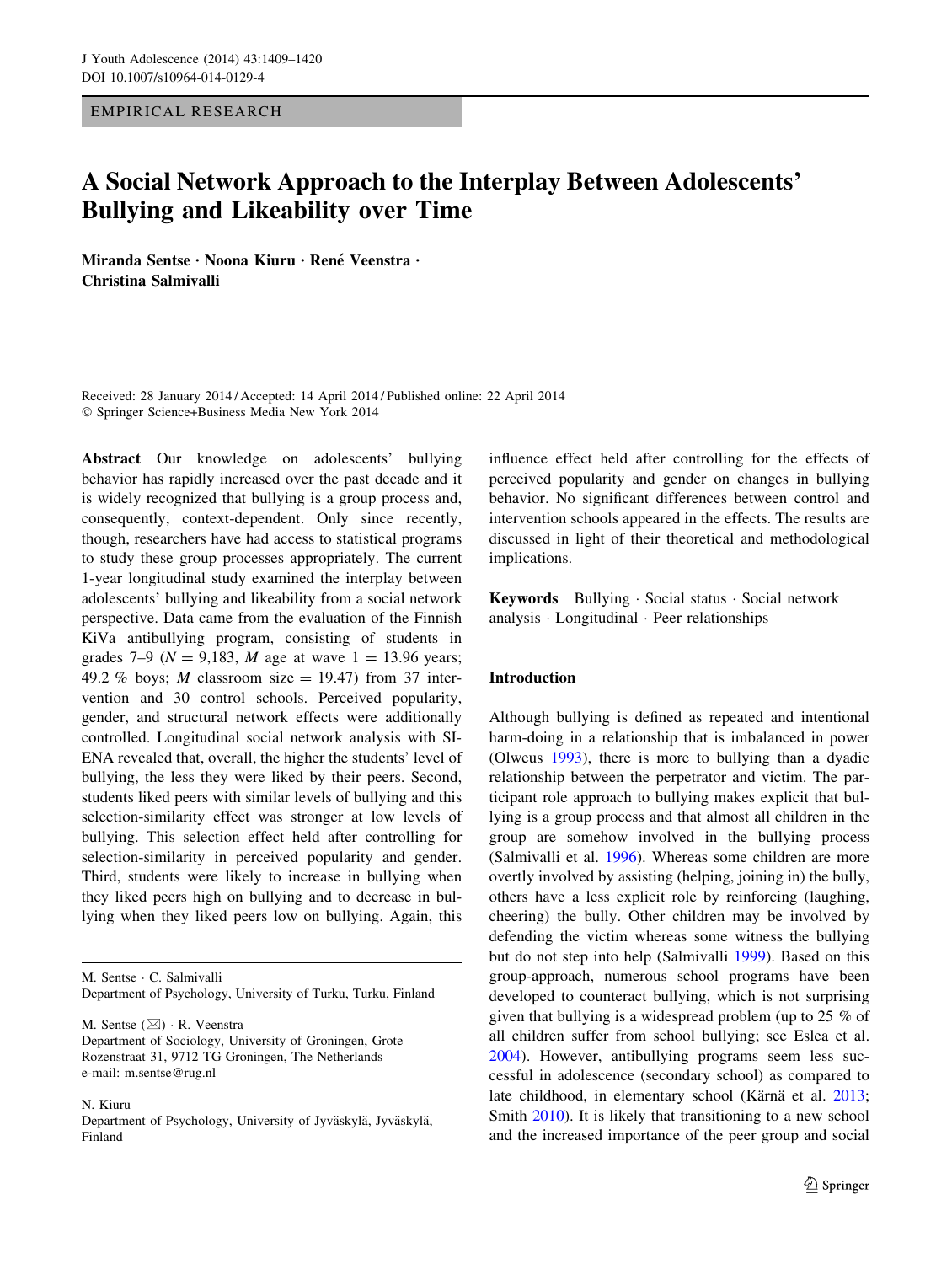EMPIRICAL RESEARCH

# A Social Network Approach to the Interplay Between Adolescents' Bullying and Likeability over Time

**Miranda Sentse · Noona Kiuru · René Veenstra · Christina Salmivalli**

Received: 28 January 2014 / Accepted: 14 April 2014 / Published online: 22 April 2014
© Springer Science+Business Media New York 2014

**Abstract** Our knowledge on adolescents' bullying behavior has rapidly increased over the past decade and it is widely recognized that bullying is a group process and, consequently, context-dependent. Only since recently, though, researchers have had access to statistical programs to study these group processes appropriately. The current 1-year longitudinal study examined the interplay between adolescents' bullying and likeability from a social network perspective. Data came from the evaluation of the Finnish KiVa antibullying program, consisting of students in grades 7–9 ($N = 9{,}183$, $M$ age at wave $1 = 13.96$ years; 49.2 % boys; $M$ classroom size $= 19.47$) from 37 intervention and 30 control schools. Perceived popularity, gender, and structural network effects were additionally controlled. Longitudinal social network analysis with SIENA revealed that, overall, the higher the students' level of bullying, the less they were liked by their peers. Second, students liked peers with similar levels of bullying and this selection-similarity effect was stronger at low levels of bullying. This selection effect held after controlling for selection-similarity in perceived popularity and gender. Third, students were likely to increase in bullying when they liked peers high on bullying and to decrease in bullying when they liked peers low on bullying. Again, this influence effect held after controlling for the effects of perceived popularity and gender on changes in bullying behavior. No significant differences between control and intervention schools appeared in the effects. The results are discussed in light of their theoretical and methodological implications.

**Keywords** Bullying · Social status · Social network analysis · Longitudinal · Peer relationships

M. Sentse · C. Salmivalli
Department of Psychology, University of Turku, Turku, Finland

M. Sentse (✉) · R. Veenstra
Department of Sociology, University of Groningen, Grote Rozenstraat 31, 9712 TG Groningen, The Netherlands
e-mail: m.sentse@rug.nl

N. Kiuru
Department of Psychology, University of Jyväskylä, Jyväskylä, Finland

## Introduction

Although bullying is defined as repeated and intentional harm-doing in a relationship that is imbalanced in power (Olweus 1993), there is more to bullying than a dyadic relationship between the perpetrator and victim. The participant role approach to bullying makes explicit that bullying is a group process and that almost all children in the group are somehow involved in the bullying process (Salmivalli et al. 1996). Whereas some children are more overtly involved by assisting (helping, joining in) the bully, others have a less explicit role by reinforcing (laughing, cheering) the bully. Other children may be involved by defending the victim whereas some witness the bullying but do not step into help (Salmivalli 1999). Based on this group-approach, numerous school programs have been developed to counteract bullying, which is not surprising given that bullying is a widespread problem (up to 25 % of all children suffer from school bullying; see Eslea et al. 2004). However, antibullying programs seem less successful in adolescence (secondary school) as compared to late childhood, in elementary school (Kärnä et al. 2013; Smith 2010). It is likely that transitioning to a new school and the increased importance of the peer group and social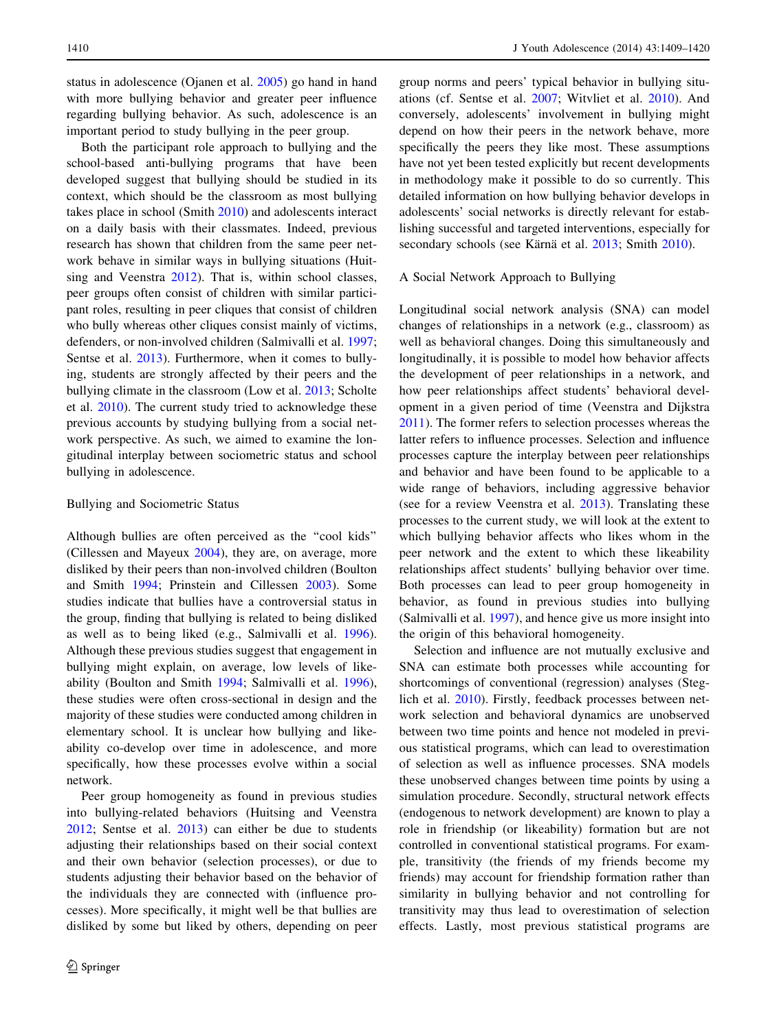status in adolescence (Ojanen et al. 2005) go hand in hand with more bullying behavior and greater peer influence regarding bullying behavior. As such, adolescence is an important period to study bullying in the peer group.

Both the participant role approach to bullying and the school-based anti-bullying programs that have been developed suggest that bullying should be studied in its context, which should be the classroom as most bullying takes place in school (Smith 2010) and adolescents interact on a daily basis with their classmates. Indeed, previous research has shown that children from the same peer network behave in similar ways in bullying situations (Huitsing and Veenstra 2012). That is, within school classes, peer groups often consist of children with similar participant roles, resulting in peer cliques that consist of children who bully whereas other cliques consist mainly of victims, defenders, or non-involved children (Salmivalli et al. 1997; Sentse et al. 2013). Furthermore, when it comes to bullying, students are strongly affected by their peers and the bullying climate in the classroom (Low et al. 2013; Scholte et al. 2010). The current study tried to acknowledge these previous accounts by studying bullying from a social network perspective. As such, we aimed to examine the longitudinal interplay between sociometric status and school bullying in adolescence.

## Bullying and Sociometric Status

Although bullies are often perceived as the "cool kids" (Cillessen and Mayeux 2004), they are, on average, more disliked by their peers than non-involved children (Boulton and Smith 1994; Prinstein and Cillessen 2003). Some studies indicate that bullies have a controversial status in the group, finding that bullying is related to being disliked as well as to being liked (e.g., Salmivalli et al. 1996). Although these previous studies suggest that engagement in bullying might explain, on average, low levels of likeability (Boulton and Smith 1994; Salmivalli et al. 1996), these studies were often cross-sectional in design and the majority of these studies were conducted among children in elementary school. It is unclear how bullying and likeability co-develop over time in adolescence, and more specifically, how these processes evolve within a social network.

Peer group homogeneity as found in previous studies into bullying-related behaviors (Huitsing and Veenstra 2012; Sentse et al. 2013) can either be due to students adjusting their relationships based on their social context and their own behavior (selection processes), or due to students adjusting their behavior based on the behavior of the individuals they are connected with (influence processes). More specifically, it might well be that bullies are disliked by some but liked by others, depending on peer group norms and peers' typical behavior in bullying situations (cf. Sentse et al. 2007; Witvliet et al. 2010). And conversely, adolescents' involvement in bullying might depend on how their peers in the network behave, more specifically the peers they like most. These assumptions have not yet been tested explicitly but recent developments in methodology make it possible to do so currently. This detailed information on how bullying behavior develops in adolescents' social networks is directly relevant for establishing successful and targeted interventions, especially for secondary schools (see Kärnä et al. 2013; Smith 2010).

## A Social Network Approach to Bullying

Longitudinal social network analysis (SNA) can model changes of relationships in a network (e.g., classroom) as well as behavioral changes. Doing this simultaneously and longitudinally, it is possible to model how behavior affects the development of peer relationships in a network, and how peer relationships affect students' behavioral development in a given period of time (Veenstra and Dijkstra 2011). The former refers to selection processes whereas the latter refers to influence processes. Selection and influence processes capture the interplay between peer relationships and behavior and have been found to be applicable to a wide range of behaviors, including aggressive behavior (see for a review Veenstra et al. 2013). Translating these processes to the current study, we will look at the extent to which bullying behavior affects who likes whom in the peer network and the extent to which these likeability relationships affect students' bullying behavior over time. Both processes can lead to peer group homogeneity in behavior, as found in previous studies into bullying (Salmivalli et al. 1997), and hence give us more insight into the origin of this behavioral homogeneity.

Selection and influence are not mutually exclusive and SNA can estimate both processes while accounting for shortcomings of conventional (regression) analyses (Steglich et al. 2010). Firstly, feedback processes between network selection and behavioral dynamics are unobserved between two time points and hence not modeled in previous statistical programs, which can lead to overestimation of selection as well as influence processes. SNA models these unobserved changes between time points by using a simulation procedure. Secondly, structural network effects (endogenous to network development) are known to play a role in friendship (or likeability) formation but are not controlled in conventional statistical programs. For example, transitivity (the friends of my friends become my friends) may account for friendship formation rather than similarity in bullying behavior and not controlling for transitivity may thus lead to overestimation of selection effects. Lastly, most previous statistical programs are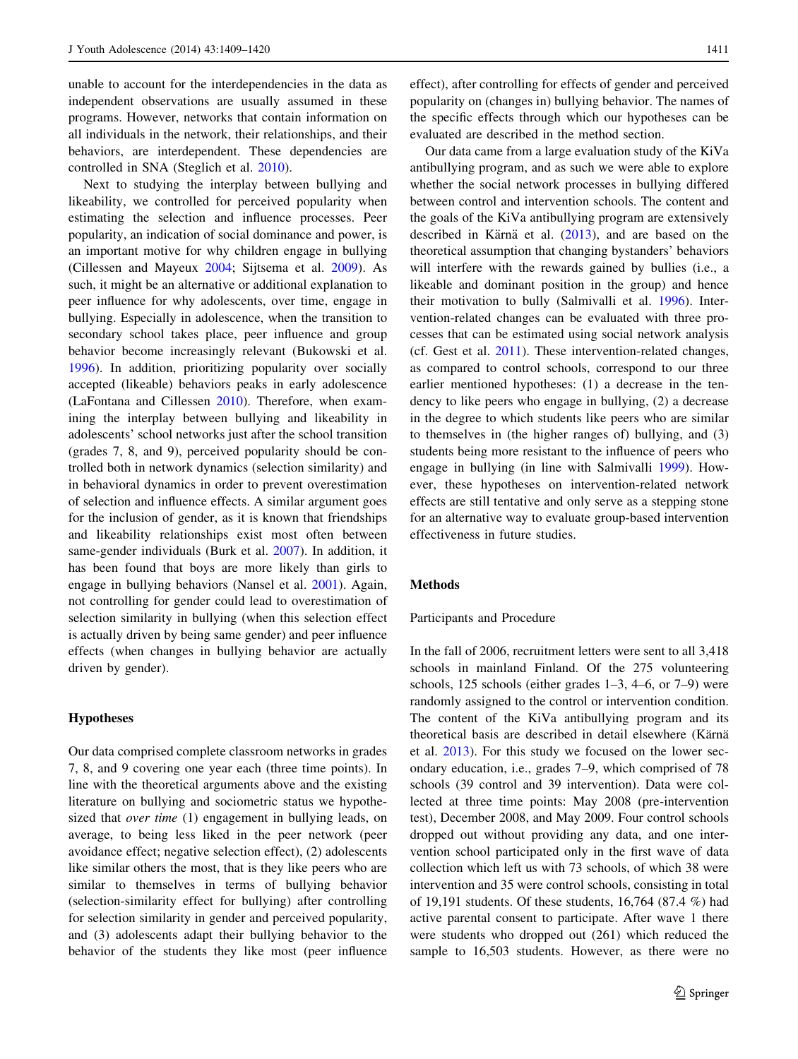unable to account for the interdependencies in the data as independent observations are usually assumed in these programs. However, networks that contain information on all individuals in the network, their relationships, and their behaviors, are interdependent. These dependencies are controlled in SNA (Steglich et al. 2010).

Next to studying the interplay between bullying and likeability, we controlled for perceived popularity when estimating the selection and influence processes. Peer popularity, an indication of social dominance and power, is an important motive for why children engage in bullying (Cillessen and Mayeux 2004; Sijtsema et al. 2009). As such, it might be an alternative or additional explanation to peer influence for why adolescents, over time, engage in bullying. Especially in adolescence, when the transition to secondary school takes place, peer influence and group behavior become increasingly relevant (Bukowski et al. 1996). In addition, prioritizing popularity over socially accepted (likeable) behaviors peaks in early adolescence (LaFontana and Cillessen 2010). Therefore, when examining the interplay between bullying and likeability in adolescents' school networks just after the school transition (grades 7, 8, and 9), perceived popularity should be controlled both in network dynamics (selection similarity) and in behavioral dynamics in order to prevent overestimation of selection and influence effects. A similar argument goes for the inclusion of gender, as it is known that friendships and likeability relationships exist most often between same-gender individuals (Burk et al. 2007). In addition, it has been found that boys are more likely than girls to engage in bullying behaviors (Nansel et al. 2001). Again, not controlling for gender could lead to overestimation of selection similarity in bullying (when this selection effect is actually driven by being same gender) and peer influence effects (when changes in bullying behavior are actually driven by gender).

## Hypotheses

Our data comprised complete classroom networks in grades 7, 8, and 9 covering one year each (three time points). In line with the theoretical arguments above and the existing literature on bullying and sociometric status we hypothesized that *over time* (1) engagement in bullying leads, on average, to being less liked in the peer network (peer avoidance effect; negative selection effect), (2) adolescents like similar others the most, that is they like peers who are similar to themselves in terms of bullying behavior (selection-similarity effect for bullying) after controlling for selection similarity in gender and perceived popularity, and (3) adolescents adapt their bullying behavior to the behavior of the students they like most (peer influence effect), after controlling for effects of gender and perceived popularity on (changes in) bullying behavior. The names of the specific effects through which our hypotheses can be evaluated are described in the method section.

Our data came from a large evaluation study of the KiVa antibullying program, and as such we were able to explore whether the social network processes in bullying differed between control and intervention schools. The content and the goals of the KiVa antibullying program are extensively described in Kärnä et al. (2013), and are based on the theoretical assumption that changing bystanders' behaviors will interfere with the rewards gained by bullies (i.e., a likeable and dominant position in the group) and hence their motivation to bully (Salmivalli et al. 1996). Intervention-related changes can be evaluated with three processes that can be estimated using social network analysis (cf. Gest et al. 2011). These intervention-related changes, as compared to control schools, correspond to our three earlier mentioned hypotheses: (1) a decrease in the tendency to like peers who engage in bullying, (2) a decrease in the degree to which students like peers who are similar to themselves in (the higher ranges of) bullying, and (3) students being more resistant to the influence of peers who engage in bullying (in line with Salmivalli 1999). However, these hypotheses on intervention-related network effects are still tentative and only serve as a stepping stone for an alternative way to evaluate group-based intervention effectiveness in future studies.

## Methods

### Participants and Procedure

In the fall of 2006, recruitment letters were sent to all 3,418 schools in mainland Finland. Of the 275 volunteering schools, 125 schools (either grades 1–3, 4–6, or 7–9) were randomly assigned to the control or intervention condition. The content of the KiVa antibullying program and its theoretical basis are described in detail elsewhere (Kärnä et al. 2013). For this study we focused on the lower secondary education, i.e., grades 7–9, which comprised of 78 schools (39 control and 39 intervention). Data were collected at three time points: May 2008 (pre-intervention test), December 2008, and May 2009. Four control schools dropped out without providing any data, and one intervention school participated only in the first wave of data collection which left us with 73 schools, of which 38 were intervention and 35 were control schools, consisting in total of 19,191 students. Of these students, 16,764 (87.4 %) had active parental consent to participate. After wave 1 there were students who dropped out (261) which reduced the sample to 16,503 students. However, as there were no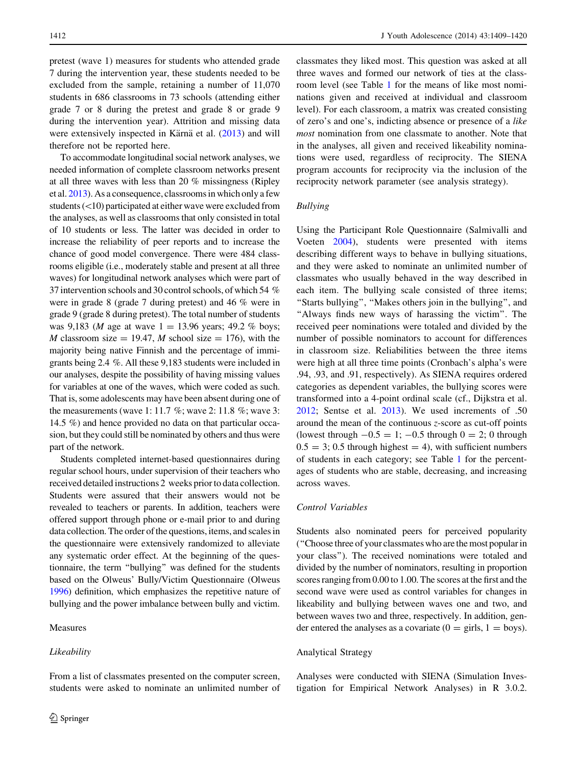pretest (wave 1) measures for students who attended grade 7 during the intervention year, these students needed to be excluded from the sample, retaining a number of 11,070 students in 686 classrooms in 73 schools (attending either grade 7 or 8 during the pretest and grade 8 or grade 9 during the intervention year). Attrition and missing data were extensively inspected in Kärnä et al. (2013) and will therefore not be reported here.

To accommodate longitudinal social network analyses, we needed information of complete classroom networks present at all three waves with less than 20 % missingness (Ripley et al. 2013). As a consequence, classrooms in which only a few students (<10) participated at either wave were excluded from the analyses, as well as classrooms that only consisted in total of 10 students or less. The latter was decided in order to increase the reliability of peer reports and to increase the chance of good model convergence. There were 484 classrooms eligible (i.e., moderately stable and present at all three waves) for longitudinal network analyses which were part of 37 intervention schools and 30 control schools, of which 54 % were in grade 8 (grade 7 during pretest) and 46 % were in grade 9 (grade 8 during pretest). The total number of students was 9,183 ($M$ age at wave 1 = 13.96 years; 49.2 % boys; $M$ classroom size = 19.47, $M$ school size = 176), with the majority being native Finnish and the percentage of immigrants being 2.4 %. All these 9,183 students were included in our analyses, despite the possibility of having missing values for variables at one of the waves, which were coded as such. That is, some adolescents may have been absent during one of the measurements (wave 1: 11.7 %; wave 2: 11.8 %; wave 3: 14.5 %) and hence provided no data on that particular occasion, but they could still be nominated by others and thus were part of the network.

Students completed internet-based questionnaires during regular school hours, under supervision of their teachers who received detailed instructions 2 weeks prior to data collection. Students were assured that their answers would not be revealed to teachers or parents. In addition, teachers were offered support through phone or e-mail prior to and during data collection. The order of the questions, items, and scales in the questionnaire were extensively randomized to alleviate any systematic order effect. At the beginning of the questionnaire, the term "bullying" was defined for the students based on the Olweus' Bully/Victim Questionnaire (Olweus 1996) definition, which emphasizes the repetitive nature of bullying and the power imbalance between bully and victim.

## Measures

### *Likeability*

From a list of classmates presented on the computer screen, students were asked to nominate an unlimited number of classmates they liked most. This question was asked at all three waves and formed our network of ties at the classroom level (see Table 1 for the means of like most nominations given and received at individual and classroom level). For each classroom, a matrix was created consisting of zero's and one's, indicting absence or presence of a *like most* nomination from one classmate to another. Note that in the analyses, all given and received likeability nominations were used, regardless of reciprocity. The SIENA program accounts for reciprocity via the inclusion of the reciprocity network parameter (see analysis strategy).

### *Bullying*

Using the Participant Role Questionnaire (Salmivalli and Voeten 2004), students were presented with items describing different ways to behave in bullying situations, and they were asked to nominate an unlimited number of classmates who usually behaved in the way described in each item. The bullying scale consisted of three items; "Starts bullying", "Makes others join in the bullying", and "Always finds new ways of harassing the victim". The received peer nominations were totaled and divided by the number of possible nominators to account for differences in classroom size. Reliabilities between the three items were high at all three time points (Cronbach's alpha's were .94, .93, and .91, respectively). As SIENA requires ordered categories as dependent variables, the bullying scores were transformed into a 4-point ordinal scale (cf., Dijkstra et al. 2012; Sentse et al. 2013). We used increments of .50 around the mean of the continuous $z$-score as cut-off points (lowest through $-0.5 = 1$; $-0.5$ through $0 = 2$; 0 through $0.5 = 3$; 0.5 through highest = 4), with sufficient numbers of students in each category; see Table 1 for the percentages of students who are stable, decreasing, and increasing across waves.

### *Control Variables*

Students also nominated peers for perceived popularity ("Choose three of your classmates who are the most popular in your class"). The received nominations were totaled and divided by the number of nominators, resulting in proportion scores ranging from 0.00 to 1.00. The scores at the first and the second wave were used as control variables for changes in likeability and bullying between waves one and two, and between waves two and three, respectively. In addition, gender entered the analyses as a covariate (0 = girls, 1 = boys).

## Analytical Strategy

Analyses were conducted with SIENA (Simulation Investigation for Empirical Network Analyses) in R 3.0.2.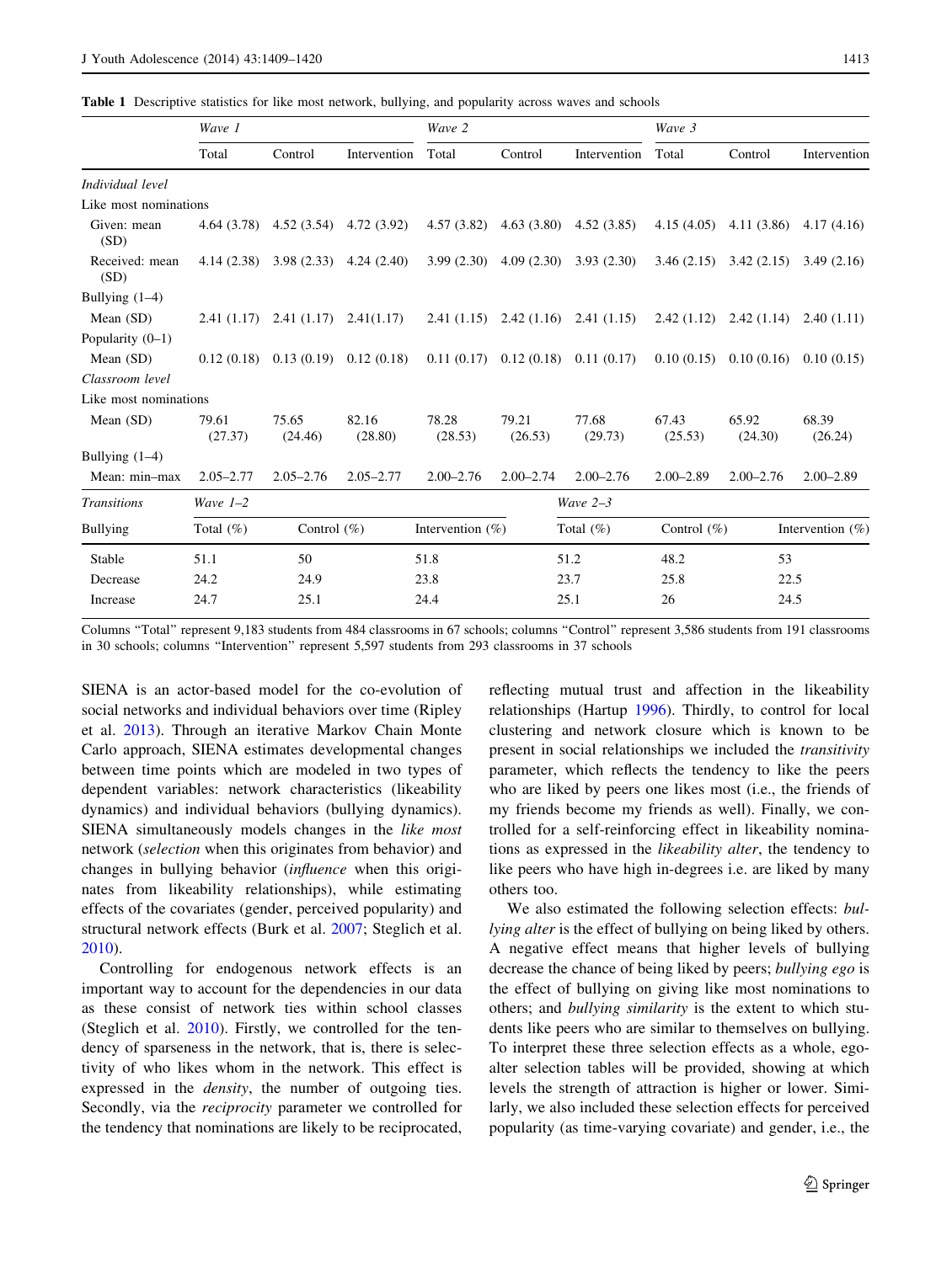**Table 1** Descriptive statistics for like most network, bullying, and popularity across waves and schools

| | Wave 1 | | | Wave 2 | | | Wave 3 | | |
|---|---|---|---|---|---|---|---|---|---|
| | Total | Control | Intervention | Total | Control | Intervention | Total | Control | Intervention |
| *Individual level* | | | | | | | | | |
| Like most nominations | | | | | | | | | |
| Given: mean (SD) | 4.64 (3.78) | 4.52 (3.54) | 4.72 (3.92) | 4.57 (3.82) | 4.63 (3.80) | 4.52 (3.85) | 4.15 (4.05) | 4.11 (3.86) | 4.17 (4.16) |
| Received: mean (SD) | 4.14 (2.38) | 3.98 (2.33) | 4.24 (2.40) | 3.99 (2.30) | 4.09 (2.30) | 3.93 (2.30) | 3.46 (2.15) | 3.42 (2.15) | 3.49 (2.16) |
| Bullying (1–4) | | | | | | | | | |
| Mean (SD) | 2.41 (1.17) | 2.41 (1.17) | 2.41(1.17) | 2.41 (1.15) | 2.42 (1.16) | 2.41 (1.15) | 2.42 (1.12) | 2.42 (1.14) | 2.40 (1.11) |
| Popularity (0–1) | | | | | | | | | |
| Mean (SD) | 0.12 (0.18) | 0.13 (0.19) | 0.12 (0.18) | 0.11 (0.17) | 0.12 (0.18) | 0.11 (0.17) | 0.10 (0.15) | 0.10 (0.16) | 0.10 (0.15) |
| *Classroom level* | | | | | | | | | |
| Like most nominations | | | | | | | | | |
| Mean (SD) | 79.61 (27.37) | 75.65 (24.46) | 82.16 (28.80) | 78.28 (28.53) | 79.21 (26.53) | 77.68 (29.73) | 67.43 (25.53) | 65.92 (24.30) | 68.39 (26.24) |
| Bullying (1–4) | | | | | | | | | |
| Mean: min–max | 2.05–2.77 | 2.05–2.76 | 2.05–2.77 | 2.00–2.76 | 2.00–2.74 | 2.00–2.76 | 2.00–2.89 | 2.00–2.76 | 2.00–2.89 |

| *Transitions* | Wave 1–2 | | | Wave 2–3 | | |
|---|---|---|---|---|---|---|
| Bullying | Total (%) | Control (%) | Intervention (%) | Total (%) | Control (%) | Intervention (%) |
| Stable | 51.1 | 50 | 51.8 | 51.2 | 48.2 | 53 |
| Decrease | 24.2 | 24.9 | 23.8 | 23.7 | 25.8 | 22.5 |
| Increase | 24.7 | 25.1 | 24.4 | 25.1 | 26 | 24.5 |

Columns "Total" represent 9,183 students from 484 classrooms in 67 schools; columns "Control" represent 3,586 students from 191 classrooms in 30 schools; columns "Intervention" represent 5,597 students from 293 classrooms in 37 schools

SIENA is an actor-based model for the co-evolution of social networks and individual behaviors over time (Ripley et al. 2013). Through an iterative Markov Chain Monte Carlo approach, SIENA estimates developmental changes between time points which are modeled in two types of dependent variables: network characteristics (likeability dynamics) and individual behaviors (bullying dynamics). SIENA simultaneously models changes in the *like most* network (*selection* when this originates from behavior) and changes in bullying behavior (*influence* when this originates from likeability relationships), while estimating effects of the covariates (gender, perceived popularity) and structural network effects (Burk et al. 2007; Steglich et al. 2010).

Controlling for endogenous network effects is an important way to account for the dependencies in our data as these consist of network ties within school classes (Steglich et al. 2010). Firstly, we controlled for the tendency of sparseness in the network, that is, there is selectivity of who likes whom in the network. This effect is expressed in the *density*, the number of outgoing ties. Secondly, via the *reciprocity* parameter we controlled for the tendency that nominations are likely to be reciprocated, reflecting mutual trust and affection in the likeability relationships (Hartup 1996). Thirdly, to control for local clustering and network closure which is known to be present in social relationships we included the *transitivity* parameter, which reflects the tendency to like the peers who are liked by peers one likes most (i.e., the friends of my friends become my friends as well). Finally, we controlled for a self-reinforcing effect in likeability nominations as expressed in the *likeability alter*, the tendency to like peers who have high in-degrees i.e. are liked by many others too.

We also estimated the following selection effects: *bullying alter* is the effect of bullying on being liked by others. A negative effect means that higher levels of bullying decrease the chance of being liked by peers; *bullying ego* is the effect of bullying on giving like most nominations to others; and *bullying similarity* is the extent to which students like peers who are similar to themselves on bullying. To interpret these three selection effects as a whole, ego-alter selection tables will be provided, showing at which levels the strength of attraction is higher or lower. Similarly, we also included these selection effects for perceived popularity (as time-varying covariate) and gender, i.e., the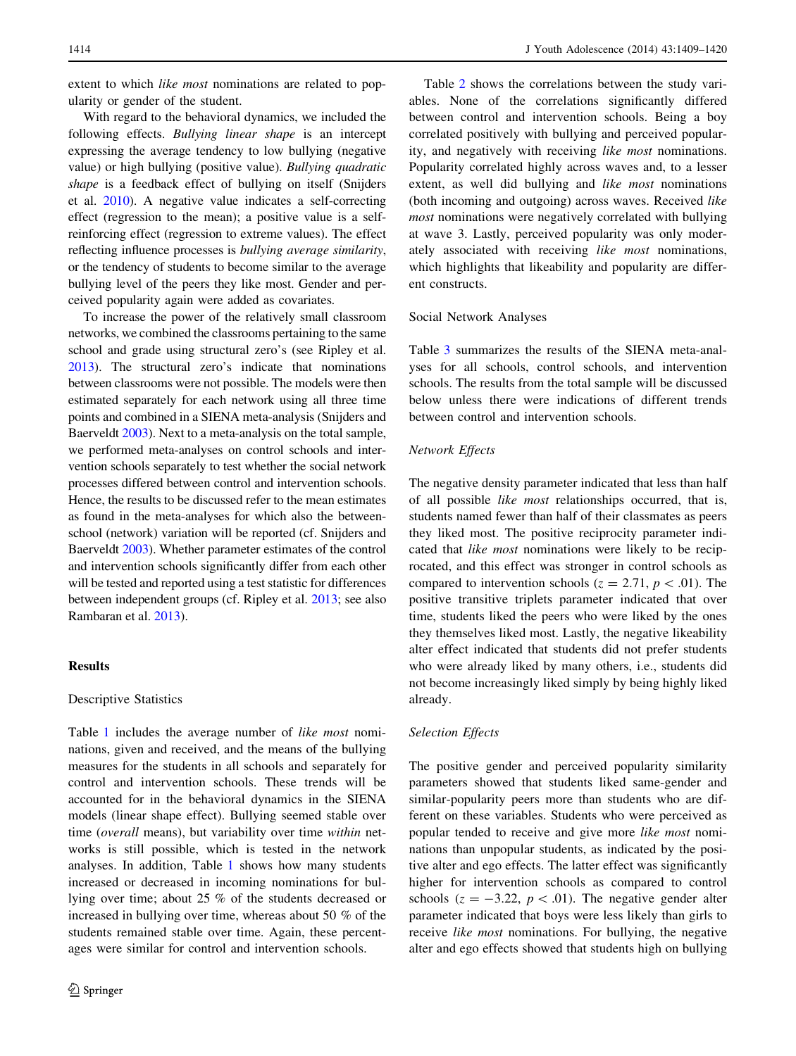extent to which *like most* nominations are related to popularity or gender of the student.

With regard to the behavioral dynamics, we included the following effects. *Bullying linear shape* is an intercept expressing the average tendency to low bullying (negative value) or high bullying (positive value). *Bullying quadratic shape* is a feedback effect of bullying on itself (Snijders et al. 2010). A negative value indicates a self-correcting effect (regression to the mean); a positive value is a self-reinforcing effect (regression to extreme values). The effect reflecting influence processes is *bullying average similarity*, or the tendency of students to become similar to the average bullying level of the peers they like most. Gender and perceived popularity again were added as covariates.

To increase the power of the relatively small classroom networks, we combined the classrooms pertaining to the same school and grade using structural zero's (see Ripley et al. 2013). The structural zero's indicate that nominations between classrooms were not possible. The models were then estimated separately for each network using all three time points and combined in a SIENA meta-analysis (Snijders and Baerveldt 2003). Next to a meta-analysis on the total sample, we performed meta-analyses on control schools and intervention schools separately to test whether the social network processes differed between control and intervention schools. Hence, the results to be discussed refer to the mean estimates as found in the meta-analyses for which also the between-school (network) variation will be reported (cf. Snijders and Baerveldt 2003). Whether parameter estimates of the control and intervention schools significantly differ from each other will be tested and reported using a test statistic for differences between independent groups (cf. Ripley et al. 2013; see also Rambaran et al. 2013).

## Results

### Descriptive Statistics

Table 1 includes the average number of *like most* nominations, given and received, and the means of the bullying measures for the students in all schools and separately for control and intervention schools. These trends will be accounted for in the behavioral dynamics in the SIENA models (linear shape effect). Bullying seemed stable over time (*overall* means), but variability over time *within* networks is still possible, which is tested in the network analyses. In addition, Table 1 shows how many students increased or decreased in incoming nominations for bullying over time; about 25 % of the students decreased or increased in bullying over time, whereas about 50 % of the students remained stable over time. Again, these percentages were similar for control and intervention schools.

Table 2 shows the correlations between the study variables. None of the correlations significantly differed between control and intervention schools. Being a boy correlated positively with bullying and perceived popularity, and negatively with receiving *like most* nominations. Popularity correlated highly across waves and, to a lesser extent, as well did bullying and *like most* nominations (both incoming and outgoing) across waves. Received *like most* nominations were negatively correlated with bullying at wave 3. Lastly, perceived popularity was only moderately associated with receiving *like most* nominations, which highlights that likeability and popularity are different constructs.

### Social Network Analyses

Table 3 summarizes the results of the SIENA meta-analyses for all schools, control schools, and intervention schools. The results from the total sample will be discussed below unless there were indications of different trends between control and intervention schools.

#### Network Effects

The negative density parameter indicated that less than half of all possible *like most* relationships occurred, that is, students named fewer than half of their classmates as peers they liked most. The positive reciprocity parameter indicated that *like most* nominations were likely to be reciprocated, and this effect was stronger in control schools as compared to intervention schools ($z = 2.71$, $p < .01$). The positive transitive triplets parameter indicated that over time, students liked the peers who were liked by the ones they themselves liked most. Lastly, the negative likeability alter effect indicated that students did not prefer students who were already liked by many others, i.e., students did not become increasingly liked simply by being highly liked already.

#### Selection Effects

The positive gender and perceived popularity similarity parameters showed that students liked same-gender and similar-popularity peers more than students who are different on these variables. Students who were perceived as popular tended to receive and give more *like most* nominations than unpopular students, as indicated by the positive alter and ego effects. The latter effect was significantly higher for intervention schools as compared to control schools ($z = -3.22$, $p < .01$). The negative gender alter parameter indicated that boys were less likely than girls to receive *like most* nominations. For bullying, the negative alter and ego effects showed that students high on bullying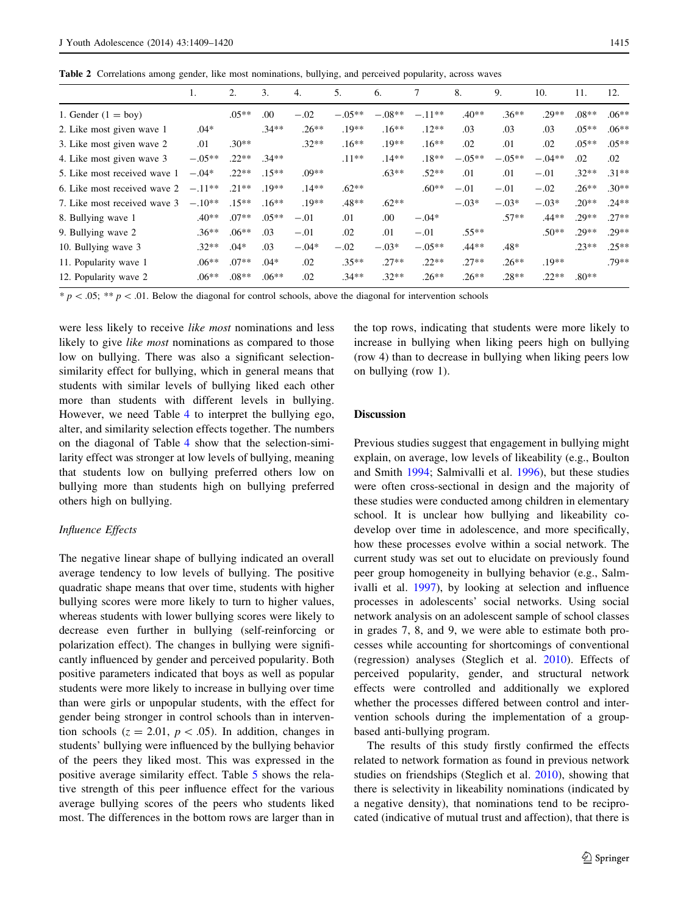**Table 2** Correlations among gender, like most nominations, bullying, and perceived popularity, across waves

| | 1. | 2. | 3. | 4. | 5. | 6. | 7 | 8. | 9. | 10. | 11. | 12. |
|---|---|---|---|---|---|---|---|---|---|---|---|---|
| 1. Gender (1 = boy) | | .05** | .00 | −.02 | −.05** | −.08** | −.11** | .40** | .36** | .29** | .08** | .06** |
| 2. Like most given wave 1 | .04* | | .34** | .26** | .19** | .16** | .12** | .03 | .03 | .03 | .05** | .06** |
| 3. Like most given wave 2 | .01 | .30** | | .32** | .16** | .19** | .16** | .02 | .01 | .02 | .05** | .05** |
| 4. Like most given wave 3 | −.05** | .22** | .34** | | .11** | .14** | .18** | −.05** | −.05** | −.04** | .02 | .02 |
| 5. Like most received wave 1 | −.04* | .22** | .15** | .09** | | .63** | .52** | .01 | .01 | −.01 | .32** | .31** |
| 6. Like most received wave 2 | −.11** | .21** | .19** | .14** | .62** | | .60** | −.01 | −.01 | −.02 | .26** | .30** |
| 7. Like most received wave 3 | −.10** | .15** | .16** | .19** | .48** | .62** | | −.03* | −.03* | −.03* | .20** | .24** |
| 8. Bullying wave 1 | .40** | .07** | .05** | −.01 | .01 | .00 | −.04* | | .57** | .44** | .29** | .27** |
| 9. Bullying wave 2 | .36** | .06** | .03 | −.01 | .02 | .01 | −.01 | .55** | | .50** | .29** | .29** |
| 10. Bullying wave 3 | .32** | .04* | .03 | −.04* | −.02 | −.03* | −.05** | .44** | .48* | | .23** | .25** |
| 11. Popularity wave 1 | .06** | .07** | .04* | .02 | .35** | .27** | .22** | .27** | .26** | .19** | | .79** |
| 12. Popularity wave 2 | .06** | .08** | .06** | .02 | .34** | .32** | .26** | .26** | .28** | .22** | .80** | |

\* $p < .05$; \*\* $p < .01$. Below the diagonal for control schools, above the diagonal for intervention schools

were less likely to receive *like most* nominations and less likely to give *like most* nominations as compared to those low on bullying. There was also a significant selection-similarity effect for bullying, which in general means that students with similar levels of bullying liked each other more than students with different levels in bullying. However, we need Table 4 to interpret the bullying ego, alter, and similarity selection effects together. The numbers on the diagonal of Table 4 show that the selection-similarity effect was stronger at low levels of bullying, meaning that students low on bullying preferred others low on bullying more than students high on bullying preferred others high on bullying.

### Influence Effects

The negative linear shape of bullying indicated an overall average tendency to low levels of bullying. The positive quadratic shape means that over time, students with higher bullying scores were more likely to turn to higher values, whereas students with lower bullying scores were likely to decrease even further in bullying (self-reinforcing or polarization effect). The changes in bullying were significantly influenced by gender and perceived popularity. Both positive parameters indicated that boys as well as popular students were more likely to increase in bullying over time than were girls or unpopular students, with the effect for gender being stronger in control schools than in intervention schools ($z = 2.01$, $p < .05$). In addition, changes in students' bullying were influenced by the bullying behavior of the peers they liked most. This was expressed in the positive average similarity effect. Table 5 shows the relative strength of this peer influence effect for the various average bullying scores of the peers who students liked most. The differences in the bottom rows are larger than in the top rows, indicating that students were more likely to increase in bullying when liking peers high on bullying (row 4) than to decrease in bullying when liking peers low on bullying (row 1).

## Discussion

Previous studies suggest that engagement in bullying might explain, on average, low levels of likeability (e.g., Boulton and Smith 1994; Salmivalli et al. 1996), but these studies were often cross-sectional in design and the majority of these studies were conducted among children in elementary school. It is unclear how bullying and likeability co-develop over time in adolescence, and more specifically, how these processes evolve within a social network. The current study was set out to elucidate on previously found peer group homogeneity in bullying behavior (e.g., Salmivalli et al. 1997), by looking at selection and influence processes in adolescents' social networks. Using social network analysis on an adolescent sample of school classes in grades 7, 8, and 9, we were able to estimate both processes while accounting for shortcomings of conventional (regression) analyses (Steglich et al. 2010). Effects of perceived popularity, gender, and structural network effects were controlled and additionally we explored whether the processes differed between control and intervention schools during the implementation of a group-based anti-bullying program.

The results of this study firstly confirmed the effects related to network formation as found in previous network studies on friendships (Steglich et al. 2010), showing that there is selectivity in likeability nominations (indicated by a negative density), that nominations tend to be reciprocated (indicative of mutual trust and affection), that there is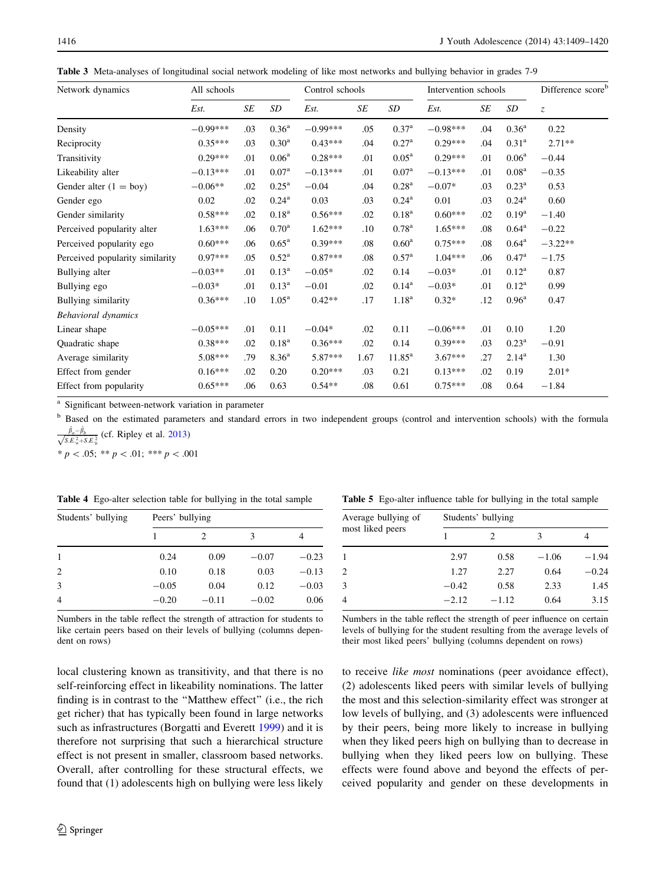**Table 3** Meta-analyses of longitudinal social network modeling of like most networks and bullying behavior in grades 7-9

| Network dynamics | All schools | | | Control schools | | | Intervention schools | | | Difference score[b] |
|---|---|---|---|---|---|---|---|---|---|---|
| | *Est.* | *SE* | *SD* | *Est.* | *SE* | *SD* | *Est.* | *SE* | *SD* | *z* |
| Density | −0.99*** | .03 | 0.36[a] | −0.99*** | .05 | 0.37[a] | −0.98*** | .04 | 0.36[a] | 0.22 |
| Reciprocity | 0.35*** | .03 | 0.30[a] | 0.43*** | .04 | 0.27[a] | 0.29*** | .04 | 0.31[a] | 2.71** |
| Transitivity | 0.29*** | .01 | 0.06[a] | 0.28*** | .01 | 0.05[a] | 0.29*** | .01 | 0.06[a] | −0.44 |
| Likeability alter | −0.13*** | .01 | 0.07[a] | −0.13*** | .01 | 0.07[a] | −0.13*** | .01 | 0.08[a] | −0.35 |
| Gender alter (1 = boy) | −0.06** | .02 | 0.25[a] | −0.04 | .04 | 0.28[a] | −0.07* | .03 | 0.23[a] | 0.53 |
| Gender ego | 0.02 | .02 | 0.24[a] | 0.03 | .03 | 0.24[a] | 0.01 | .03 | 0.24[a] | 0.60 |
| Gender similarity | 0.58*** | .02 | 0.18[a] | 0.56*** | .02 | 0.18[a] | 0.60*** | .02 | 0.19[a] | −1.40 |
| Perceived popularity alter | 1.63*** | .06 | 0.70[a] | 1.62*** | .10 | 0.78[a] | 1.65*** | .08 | 0.64[a] | −0.22 |
| Perceived popularity ego | 0.60*** | .06 | 0.65[a] | 0.39*** | .08 | 0.60[a] | 0.75*** | .08 | 0.64[a] | −3.22** |
| Perceived popularity similarity | 0.97*** | .05 | 0.52[a] | 0.87*** | .08 | 0.57[a] | 1.04*** | .06 | 0.47[a] | −1.75 |
| Bullying alter | −0.03** | .01 | 0.13[a] | −0.05* | .02 | 0.14 | −0.03* | .01 | 0.12[a] | 0.87 |
| Bullying ego | −0.03* | .01 | 0.13[a] | −0.01 | .02 | 0.14[a] | −0.03* | .01 | 0.12[a] | 0.99 |
| Bullying similarity | 0.36*** | .10 | 1.05[a] | 0.42** | .17 | 1.18[a] | 0.32* | .12 | 0.96[a] | 0.47 |
| *Behavioral dynamics* | | | | | | | | | | |
| Linear shape | −0.05*** | .01 | 0.11 | −0.04* | .02 | 0.11 | −0.06*** | .01 | 0.10 | 1.20 |
| Quadratic shape | 0.38*** | .02 | 0.18[a] | 0.36*** | .02 | 0.14 | 0.39*** | .03 | 0.23[a] | −0.91 |
| Average similarity | 5.08*** | .79 | 8.36[a] | 5.87*** | 1.67 | 11.85[a] | 3.67*** | .27 | 2.14[a] | 1.30 |
| Effect from gender | 0.16*** | .02 | 0.20 | 0.20*** | .03 | 0.21 | 0.13*** | .02 | 0.19 | 2.01* |
| Effect from popularity | 0.65*** | .06 | 0.63 | 0.54** | .08 | 0.61 | 0.75*** | .08 | 0.64 | −1.84 |

[a] Significant between-network variation in parameter

[b] Based on the estimated parameters and standard errors in two independent groups (control and intervention schools) with the formula $\frac{\hat{\beta}_a - \hat{\beta}_b}{\sqrt{S.E._a^2 + S.E._b^2}}$ (cf. Ripley et al. 2013)

* $p < .05$; ** $p < .01$; *** $p < .001$

**Table 4** Ego-alter selection table for bullying in the total sample

| Students' bullying | Peers' bullying | | | |
|---|---|---|---|---|
| | 1 | 2 | 3 | 4 |
| 1 | 0.24 | 0.09 | −0.07 | −0.23 |
| 2 | 0.10 | 0.18 | 0.03 | −0.13 |
| 3 | −0.05 | 0.04 | 0.12 | −0.03 |
| 4 | −0.20 | −0.11 | −0.02 | 0.06 |

Numbers in the table reflect the strength of attraction for students to like certain peers based on their levels of bullying (columns dependent on rows)

**Table 5** Ego-alter influence table for bullying in the total sample

| Average bullying of most liked peers | Students' bullying | | | |
|---|---|---|---|---|
| | 1 | 2 | 3 | 4 |
| 1 | 2.97 | 0.58 | −1.06 | −1.94 |
| 2 | 1.27 | 2.27 | 0.64 | −0.24 |
| 3 | −0.42 | 0.58 | 2.33 | 1.45 |
| 4 | −2.12 | −1.12 | 0.64 | 3.15 |

Numbers in the table reflect the strength of peer influence on certain levels of bullying for the student resulting from the average levels of their most liked peers' bullying (columns dependent on rows)

local clustering known as transitivity, and that there is no self-reinforcing effect in likeability nominations. The latter finding is in contrast to the "Matthew effect" (i.e., the rich get richer) that has typically been found in large networks such as infrastructures (Borgatti and Everett 1999) and it is therefore not surprising that such a hierarchical structure effect is not present in smaller, classroom based networks. Overall, after controlling for these structural effects, we found that (1) adolescents high on bullying were less likely to receive *like most* nominations (peer avoidance effect), (2) adolescents liked peers with similar levels of bullying the most and this selection-similarity effect was stronger at low levels of bullying, and (3) adolescents were influenced by their peers, being more likely to increase in bullying when they liked peers high on bullying than to decrease in bullying when they liked peers low on bullying. These effects were found above and beyond the effects of perceived popularity and gender on these developments in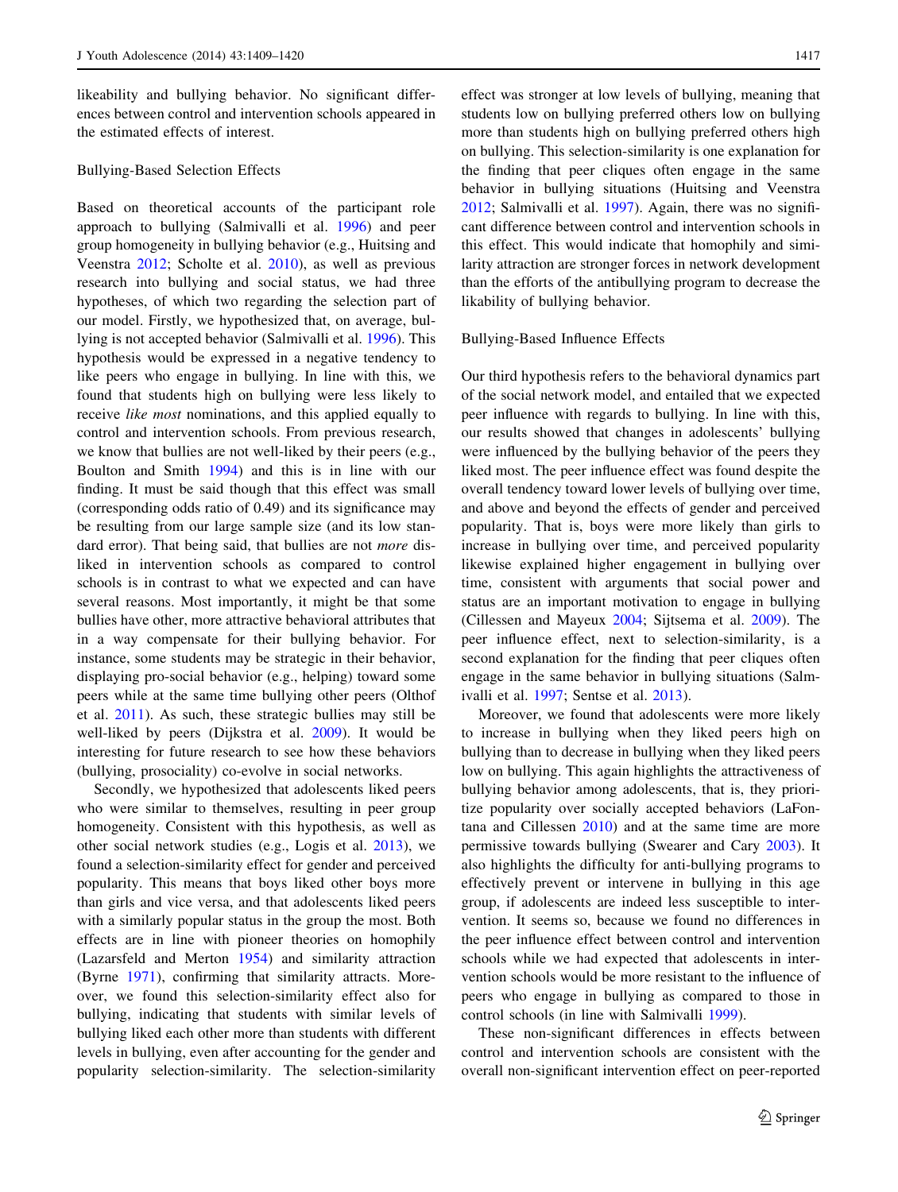likeability and bullying behavior. No significant differences between control and intervention schools appeared in the estimated effects of interest.

### Bullying-Based Selection Effects

Based on theoretical accounts of the participant role approach to bullying (Salmivalli et al. 1996) and peer group homogeneity in bullying behavior (e.g., Huitsing and Veenstra 2012; Scholte et al. 2010), as well as previous research into bullying and social status, we had three hypotheses, of which two regarding the selection part of our model. Firstly, we hypothesized that, on average, bullying is not accepted behavior (Salmivalli et al. 1996). This hypothesis would be expressed in a negative tendency to like peers who engage in bullying. In line with this, we found that students high on bullying were less likely to receive *like most* nominations, and this applied equally to control and intervention schools. From previous research, we know that bullies are not well-liked by their peers (e.g., Boulton and Smith 1994) and this is in line with our finding. It must be said though that this effect was small (corresponding odds ratio of 0.49) and its significance may be resulting from our large sample size (and its low standard error). That being said, that bullies are not *more* disliked in intervention schools as compared to control schools is in contrast to what we expected and can have several reasons. Most importantly, it might be that some bullies have other, more attractive behavioral attributes that in a way compensate for their bullying behavior. For instance, some students may be strategic in their behavior, displaying pro-social behavior (e.g., helping) toward some peers while at the same time bullying other peers (Olthof et al. 2011). As such, these strategic bullies may still be well-liked by peers (Dijkstra et al. 2009). It would be interesting for future research to see how these behaviors (bullying, prosociality) co-evolve in social networks.

Secondly, we hypothesized that adolescents liked peers who were similar to themselves, resulting in peer group homogeneity. Consistent with this hypothesis, as well as other social network studies (e.g., Logis et al. 2013), we found a selection-similarity effect for gender and perceived popularity. This means that boys liked other boys more than girls and vice versa, and that adolescents liked peers with a similarly popular status in the group the most. Both effects are in line with pioneer theories on homophily (Lazarsfeld and Merton 1954) and similarity attraction (Byrne 1971), confirming that similarity attracts. Moreover, we found this selection-similarity effect also for bullying, indicating that students with similar levels of bullying liked each other more than students with different levels in bullying, even after accounting for the gender and popularity selection-similarity. The selection-similarity effect was stronger at low levels of bullying, meaning that students low on bullying preferred others low on bullying more than students high on bullying preferred others high on bullying. This selection-similarity is one explanation for the finding that peer cliques often engage in the same behavior in bullying situations (Huitsing and Veenstra 2012; Salmivalli et al. 1997). Again, there was no significant difference between control and intervention schools in this effect. This would indicate that homophily and similarity attraction are stronger forces in network development than the efforts of the antibullying program to decrease the likability of bullying behavior.

### Bullying-Based Influence Effects

Our third hypothesis refers to the behavioral dynamics part of the social network model, and entailed that we expected peer influence with regards to bullying. In line with this, our results showed that changes in adolescents' bullying were influenced by the bullying behavior of the peers they liked most. The peer influence effect was found despite the overall tendency toward lower levels of bullying over time, and above and beyond the effects of gender and perceived popularity. That is, boys were more likely than girls to increase in bullying over time, and perceived popularity likewise explained higher engagement in bullying over time, consistent with arguments that social power and status are an important motivation to engage in bullying (Cillessen and Mayeux 2004; Sijtsema et al. 2009). The peer influence effect, next to selection-similarity, is a second explanation for the finding that peer cliques often engage in the same behavior in bullying situations (Salmivalli et al. 1997; Sentse et al. 2013).

Moreover, we found that adolescents were more likely to increase in bullying when they liked peers high on bullying than to decrease in bullying when they liked peers low on bullying. This again highlights the attractiveness of bullying behavior among adolescents, that is, they prioritize popularity over socially accepted behaviors (LaFontana and Cillessen 2010) and at the same time are more permissive towards bullying (Swearer and Cary 2003). It also highlights the difficulty for anti-bullying programs to effectively prevent or intervene in bullying in this age group, if adolescents are indeed less susceptible to intervention. It seems so, because we found no differences in the peer influence effect between control and intervention schools while we had expected that adolescents in intervention schools would be more resistant to the influence of peers who engage in bullying as compared to those in control schools (in line with Salmivalli 1999).

These non-significant differences in effects between control and intervention schools are consistent with the overall non-significant intervention effect on peer-reported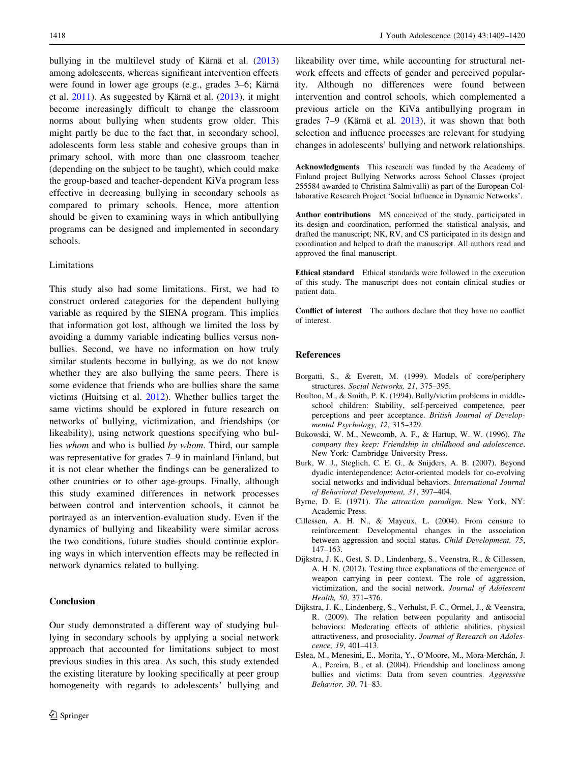bullying in the multilevel study of Kärnä et al. (2013) among adolescents, whereas significant intervention effects were found in lower age groups (e.g., grades 3–6; Kärnä et al. 2011). As suggested by Kärnä et al. (2013), it might become increasingly difficult to change the classroom norms about bullying when students grow older. This might partly be due to the fact that, in secondary school, adolescents form less stable and cohesive groups than in primary school, with more than one classroom teacher (depending on the subject to be taught), which could make the group-based and teacher-dependent KiVa program less effective in decreasing bullying in secondary schools as compared to primary schools. Hence, more attention should be given to examining ways in which antibullying programs can be designed and implemented in secondary schools.

### Limitations

This study also had some limitations. First, we had to construct ordered categories for the dependent bullying variable as required by the SIENA program. This implies that information got lost, although we limited the loss by avoiding a dummy variable indicating bullies versus non-bullies. Second, we have no information on how truly similar students become in bullying, as we do not know whether they are also bullying the same peers. There is some evidence that friends who are bullies share the same victims (Huitsing et al. 2012). Whether bullies target the same victims should be explored in future research on networks of bullying, victimization, and friendships (or likeability), using network questions specifying who bullies *whom* and who is bullied *by whom*. Third, our sample was representative for grades 7–9 in mainland Finland, but it is not clear whether the findings can be generalized to other countries or to other age-groups. Finally, although this study examined differences in network processes between control and intervention schools, it cannot be portrayed as an intervention-evaluation study. Even if the dynamics of bullying and likeability were similar across the two conditions, future studies should continue exploring ways in which intervention effects may be reflected in network dynamics related to bullying.

## Conclusion

Our study demonstrated a different way of studying bullying in secondary schools by applying a social network approach that accounted for limitations subject to most previous studies in this area. As such, this study extended the existing literature by looking specifically at peer group homogeneity with regards to adolescents' bullying and likeability over time, while accounting for structural network effects and effects of gender and perceived popularity. Although no differences were found between intervention and control schools, which complemented a previous article on the KiVa antibullying program in grades 7–9 (Kärnä et al. 2013), it was shown that both selection and influence processes are relevant for studying changes in adolescents' bullying and network relationships.

**Acknowledgments** This research was funded by the Academy of Finland project Bullying Networks across School Classes (project 255584 awarded to Christina Salmivalli) as part of the European Collaborative Research Project 'Social Influence in Dynamic Networks'.

**Author contributions** MS conceived of the study, participated in its design and coordination, performed the statistical analysis, and drafted the manuscript; NK, RV, and CS participated in its design and coordination and helped to draft the manuscript. All authors read and approved the final manuscript.

**Ethical standard** Ethical standards were followed in the execution of this study. The manuscript does not contain clinical studies or patient data.

**Conflict of interest** The authors declare that they have no conflict of interest.

## References

Borgatti, S., & Everett, M. (1999). Models of core/periphery structures. *Social Networks, 21*, 375–395.

Boulton, M., & Smith, P. K. (1994). Bully/victim problems in middle-school children: Stability, self-perceived competence, peer perceptions and peer acceptance. *British Journal of Developmental Psychology, 12*, 315–329.

Bukowski, W. M., Newcomb, A. F., & Hartup, W. W. (1996). *The company they keep: Friendship in childhood and adolescence*. New York: Cambridge University Press.

Burk, W. J., Steglich, C. E. G., & Snijders, A. B. (2007). Beyond dyadic interdependence: Actor-oriented models for co-evolving social networks and individual behaviors. *International Journal of Behavioral Development, 31*, 397–404.

Byrne, D. E. (1971). *The attraction paradigm*. New York, NY: Academic Press.

Cillessen, A. H. N., & Mayeux, L. (2004). From censure to reinforcement: Developmental changes in the association between aggression and social status. *Child Development, 75*, 147–163.

Dijkstra, J. K., Gest, S. D., Lindenberg, S., Veenstra, R., & Cillessen, A. H. N. (2012). Testing three explanations of the emergence of weapon carrying in peer context. The role of aggression, victimization, and the social network. *Journal of Adolescent Health, 50*, 371–376.

Dijkstra, J. K., Lindenberg, S., Verhulst, F. C., Ormel, J., & Veenstra, R. (2009). The relation between popularity and antisocial behaviors: Moderating effects of athletic abilities, physical attractiveness, and prosociality. *Journal of Research on Adolescence, 19*, 401–413.

Eslea, M., Menesini, E., Morita, Y., O'Moore, M., Mora-Merchán, J. A., Pereira, B., et al. (2004). Friendship and loneliness among bullies and victims: Data from seven countries. *Aggressive Behavior, 30*, 71–83.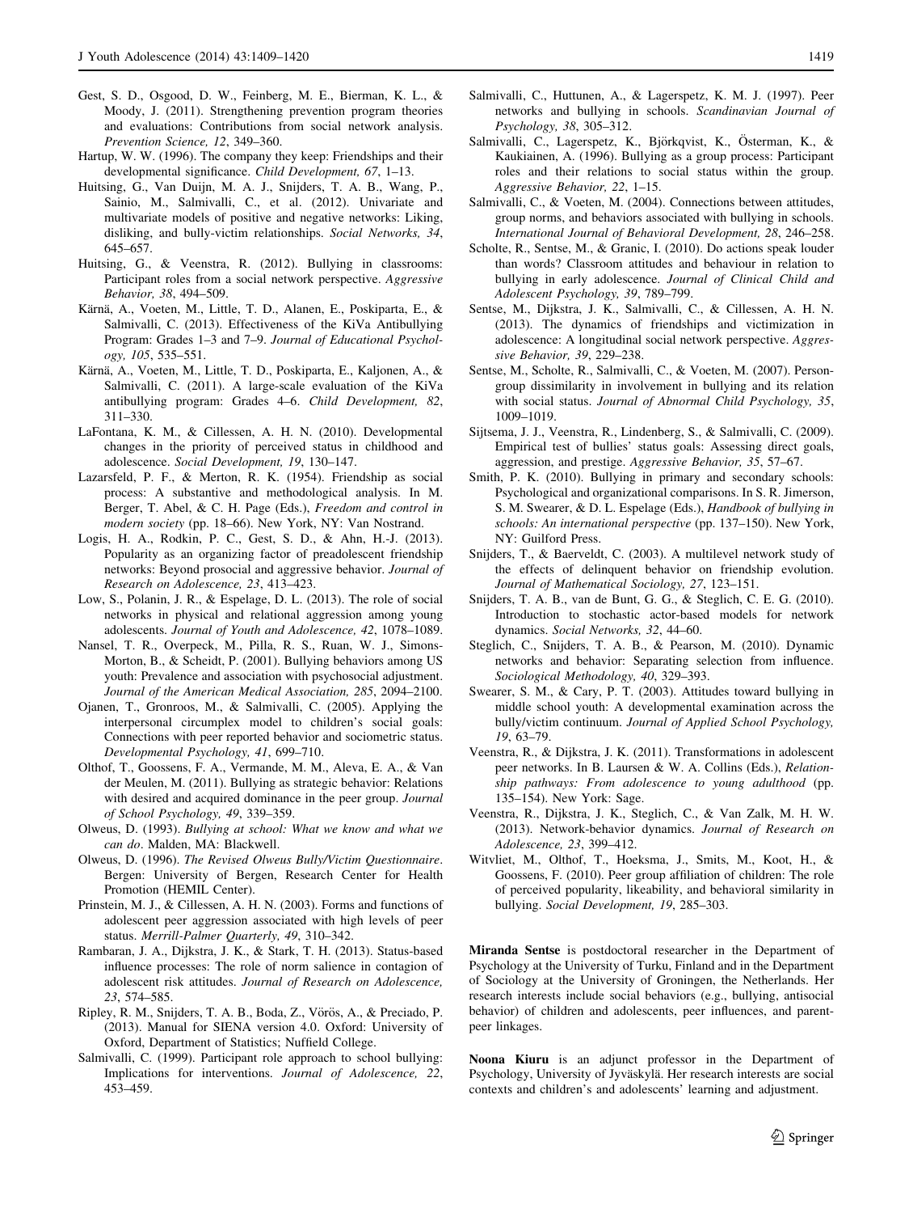Gest, S. D., Osgood, D. W., Feinberg, M. E., Bierman, K. L., & Moody, J. (2011). Strengthening prevention program theories and evaluations: Contributions from social network analysis. *Prevention Science, 12*, 349–360.

Hartup, W. W. (1996). The company they keep: Friendships and their developmental significance. *Child Development, 67*, 1–13.

Huitsing, G., Van Duijn, M. A. J., Snijders, T. A. B., Wang, P., Sainio, M., Salmivalli, C., et al. (2012). Univariate and multivariate models of positive and negative networks: Liking, disliking, and bully-victim relationships. *Social Networks, 34*, 645–657.

Huitsing, G., & Veenstra, R. (2012). Bullying in classrooms: Participant roles from a social network perspective. *Aggressive Behavior, 38*, 494–509.

Kärnä, A., Voeten, M., Little, T. D., Alanen, E., Poskiparta, E., & Salmivalli, C. (2013). Effectiveness of the KiVa Antibullying Program: Grades 1–3 and 7–9. *Journal of Educational Psychology, 105*, 535–551.

Kärnä, A., Voeten, M., Little, T. D., Poskiparta, E., Kaljonen, A., & Salmivalli, C. (2011). A large-scale evaluation of the KiVa antibullying program: Grades 4–6. *Child Development, 82*, 311–330.

LaFontana, K. M., & Cillessen, A. H. N. (2010). Developmental changes in the priority of perceived status in childhood and adolescence. *Social Development, 19*, 130–147.

Lazarsfeld, P. F., & Merton, R. K. (1954). Friendship as social process: A substantive and methodological analysis. In M. Berger, T. Abel, & C. H. Page (Eds.), *Freedom and control in modern society* (pp. 18–66). New York, NY: Van Nostrand.

Logis, H. A., Rodkin, P. C., Gest, S. D., & Ahn, H.-J. (2013). Popularity as an organizing factor of preadolescent friendship networks: Beyond prosocial and aggressive behavior. *Journal of Research on Adolescence, 23*, 413–423.

Low, S., Polanin, J. R., & Espelage, D. L. (2013). The role of social networks in physical and relational aggression among young adolescents. *Journal of Youth and Adolescence, 42*, 1078–1089.

Nansel, T. R., Overpeck, M., Pilla, R. S., Ruan, W. J., Simons-Morton, B., & Scheidt, P. (2001). Bullying behaviors among US youth: Prevalence and association with psychosocial adjustment. *Journal of the American Medical Association, 285*, 2094–2100.

Ojanen, T., Gronroos, M., & Salmivalli, C. (2005). Applying the interpersonal circumplex model to children's social goals: Connections with peer reported behavior and sociometric status. *Developmental Psychology, 41*, 699–710.

Olthof, T., Goossens, F. A., Vermande, M. M., Aleva, E. A., & Van der Meulen, M. (2011). Bullying as strategic behavior: Relations with desired and acquired dominance in the peer group. *Journal of School Psychology, 49*, 339–359.

Olweus, D. (1993). *Bullying at school: What we know and what we can do*. Malden, MA: Blackwell.

Olweus, D. (1996). *The Revised Olweus Bully/Victim Questionnaire*. Bergen: University of Bergen, Research Center for Health Promotion (HEMIL Center).

Prinstein, M. J., & Cillessen, A. H. N. (2003). Forms and functions of adolescent peer aggression associated with high levels of peer status. *Merrill-Palmer Quarterly, 49*, 310–342.

Rambaran, J. A., Dijkstra, J. K., & Stark, T. H. (2013). Status-based influence processes: The role of norm salience in contagion of adolescent risk attitudes. *Journal of Research on Adolescence, 23*, 574–585.

Ripley, R. M., Snijders, T. A. B., Boda, Z., Vörös, A., & Preciado, P. (2013). Manual for SIENA version 4.0. Oxford: University of Oxford, Department of Statistics; Nuffield College.

Salmivalli, C. (1999). Participant role approach to school bullying: Implications for interventions. *Journal of Adolescence, 22*, 453–459.

Salmivalli, C., Huttunen, A., & Lagerspetz, K. M. J. (1997). Peer networks and bullying in schools. *Scandinavian Journal of Psychology, 38*, 305–312.

Salmivalli, C., Lagerspetz, K., Björkqvist, K., Österman, K., & Kaukiainen, A. (1996). Bullying as a group process: Participant roles and their relations to social status within the group. *Aggressive Behavior, 22*, 1–15.

Salmivalli, C., & Voeten, M. (2004). Connections between attitudes, group norms, and behaviors associated with bullying in schools. *International Journal of Behavioral Development, 28*, 246–258.

Scholte, R., Sentse, M., & Granic, I. (2010). Do actions speak louder than words? Classroom attitudes and behaviour in relation to bullying in early adolescence. *Journal of Clinical Child and Adolescent Psychology, 39*, 789–799.

Sentse, M., Dijkstra, J. K., Salmivalli, C., & Cillessen, A. H. N. (2013). The dynamics of friendships and victimization in adolescence: A longitudinal social network perspective. *Aggressive Behavior, 39*, 229–238.

Sentse, M., Scholte, R., Salmivalli, C., & Voeten, M. (2007). Person-group dissimilarity in involvement in bullying and its relation with social status. *Journal of Abnormal Child Psychology, 35*, 1009–1019.

Sijtsema, J. J., Veenstra, R., Lindenberg, S., & Salmivalli, C. (2009). Empirical test of bullies' status goals: Assessing direct goals, aggression, and prestige. *Aggressive Behavior, 35*, 57–67.

Smith, P. K. (2010). Bullying in primary and secondary schools: Psychological and organizational comparisons. In S. R. Jimerson, S. M. Swearer, & D. L. Espelage (Eds.), *Handbook of bullying in schools: An international perspective* (pp. 137–150). New York, NY: Guilford Press.

Snijders, T., & Baerveldt, C. (2003). A multilevel network study of the effects of delinquent behavior on friendship evolution. *Journal of Mathematical Sociology, 27*, 123–151.

Snijders, T. A. B., van de Bunt, G. G., & Steglich, C. E. G. (2010). Introduction to stochastic actor-based models for network dynamics. *Social Networks, 32*, 44–60.

Steglich, C., Snijders, T. A. B., & Pearson, M. (2010). Dynamic networks and behavior: Separating selection from influence. *Sociological Methodology, 40*, 329–393.

Swearer, S. M., & Cary, P. T. (2003). Attitudes toward bullying in middle school youth: A developmental examination across the bully/victim continuum. *Journal of Applied School Psychology, 19*, 63–79.

Veenstra, R., & Dijkstra, J. K. (2011). Transformations in adolescent peer networks. In B. Laursen & W. A. Collins (Eds.), *Relationship pathways: From adolescence to young adulthood* (pp. 135–154). New York: Sage.

Veenstra, R., Dijkstra, J. K., Steglich, C., & Van Zalk, M. H. W. (2013). Network-behavior dynamics. *Journal of Research on Adolescence, 23*, 399–412.

Witvliet, M., Olthof, T., Hoeksma, J., Smits, M., Koot, H., & Goossens, F. (2010). Peer group affiliation of children: The role of perceived popularity, likeability, and behavioral similarity in bullying. *Social Development, 19*, 285–303.

**Miranda Sentse** is postdoctoral researcher in the Department of Psychology at the University of Turku, Finland and in the Department of Sociology at the University of Groningen, the Netherlands. Her research interests include social behaviors (e.g., bullying, antisocial behavior) of children and adolescents, peer influences, and parent-peer linkages.

**Noona Kiuru** is an adjunct professor in the Department of Psychology, University of Jyväskylä. Her research interests are social contexts and children's and adolescents' learning and adjustment.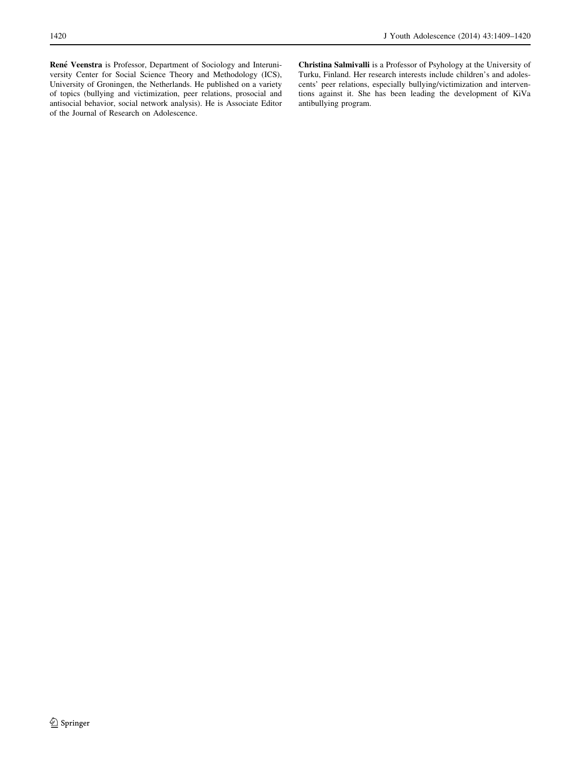**René Veenstra** is Professor, Department of Sociology and Interuniversity Center for Social Science Theory and Methodology (ICS), University of Groningen, the Netherlands. He published on a variety of topics (bullying and victimization, peer relations, prosocial and antisocial behavior, social network analysis). He is Associate Editor of the Journal of Research on Adolescence.

**Christina Salmivalli** is a Professor of Psyhology at the University of Turku, Finland. Her research interests include children's and adolescents' peer relations, especially bullying/victimization and interventions against it. She has been leading the development of KiVa antibullying program.